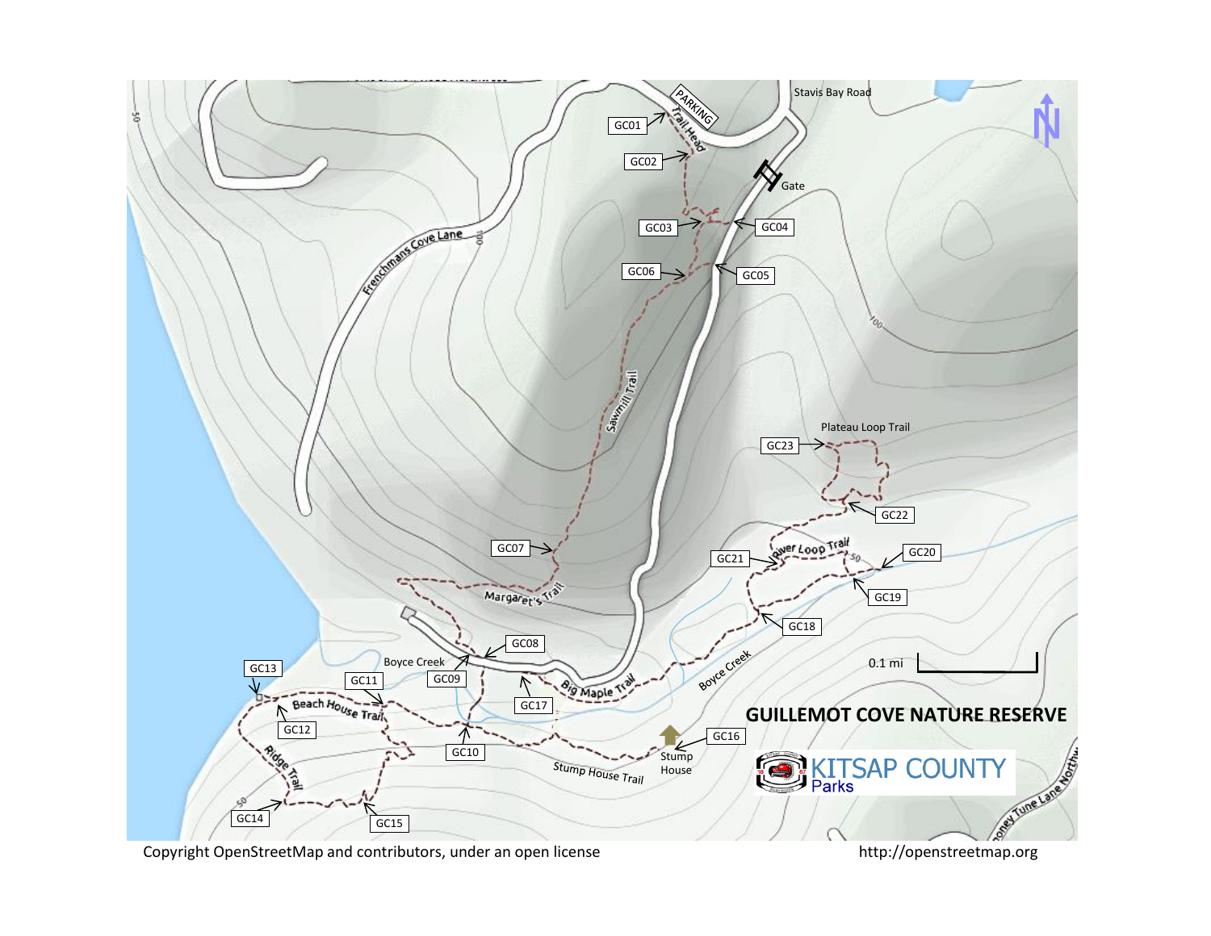# GUILLEMOT COVE NATURE RESERVE

KITSAP COUNTY Parks

Stavis Bay Road

PARKING

Trail Head

Gate

Frenchmans Cove Lane

Sawmill Trail

Margaret's Trail

Plateau Loop Trail

River Loop Trail

Big Maple Trail

Boyce Creek

Beach House Trail

Ridge Trail

Stump House Trail

Stump House

GC01, GC02, GC03, GC04, GC05, GC06, GC07, GC08, GC09, GC10, GC11, GC12, GC13, GC14, GC15, GC16, GC17, GC18, GC19, GC20, GC21, GC22, GC23

0.1 mi

Copyright OpenStreetMap and contributors, under an open license

http://openstreetmap.org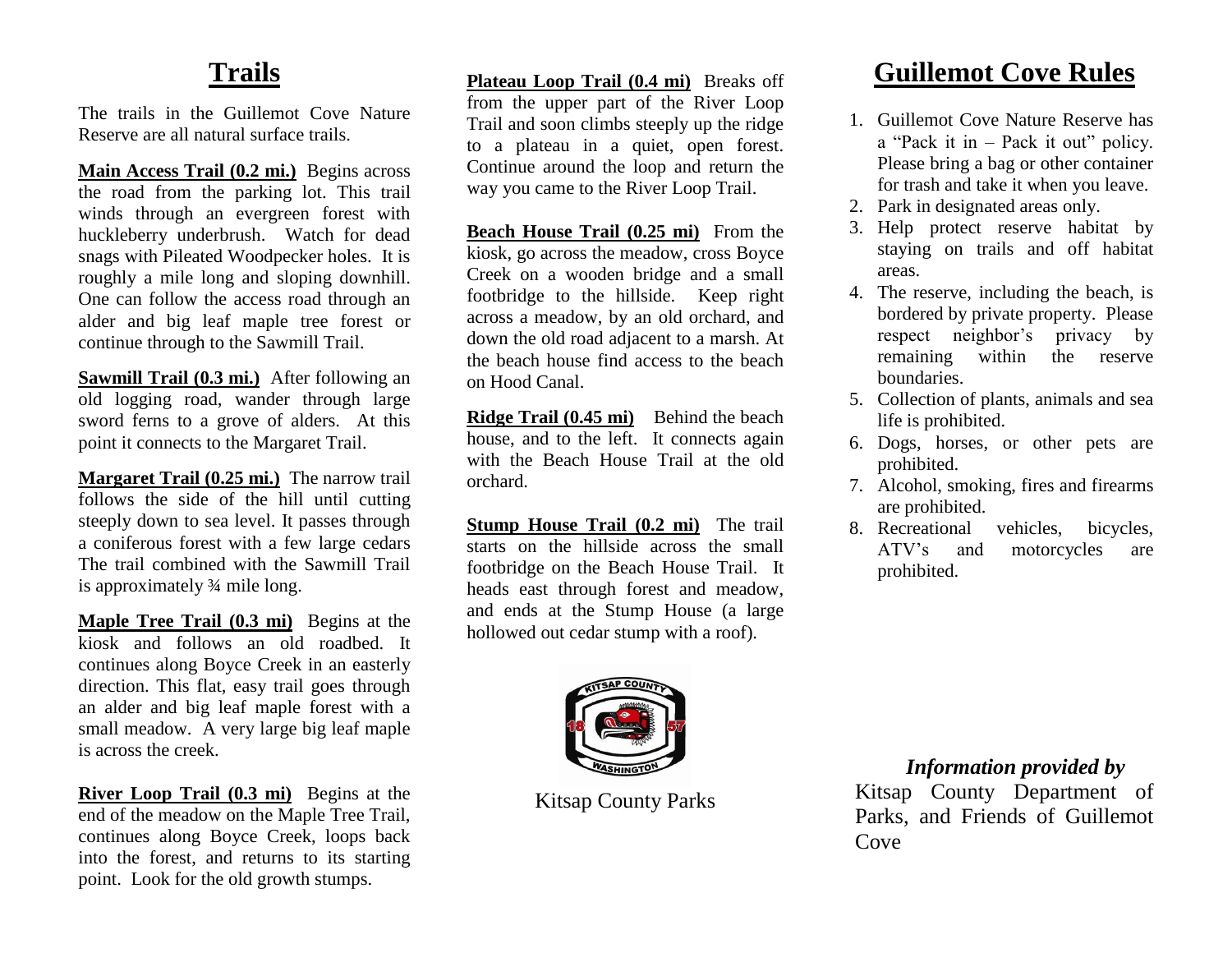## Trails

The trails in the Guillemot Cove Nature Reserve are all natural surface trails.

**Main Access Trail (0.2 mi.)** Begins across the road from the parking lot. This trail winds through an evergreen forest with huckleberry underbrush. Watch for dead snags with Pileated Woodpecker holes. It is roughly a mile long and sloping downhill. One can follow the access road through an alder and big leaf maple tree forest or continue through to the Sawmill Trail.

**Sawmill Trail (0.3 mi.)** After following an old logging road, wander through large sword ferns to a grove of alders. At this point it connects to the Margaret Trail.

**Margaret Trail (0.25 mi.)** The narrow trail follows the side of the hill until cutting steeply down to sea level. It passes through a coniferous forest with a few large cedars The trail combined with the Sawmill Trail is approximately ¾ mile long.

**Maple Tree Trail (0.3 mi)** Begins at the kiosk and follows an old roadbed. It continues along Boyce Creek in an easterly direction. This flat, easy trail goes through an alder and big leaf maple forest with a small meadow. A very large big leaf maple is across the creek.

**River Loop Trail (0.3 mi)** Begins at the end of the meadow on the Maple Tree Trail, continues along Boyce Creek, loops back into the forest, and returns to its starting point. Look for the old growth stumps.

**Plateau Loop Trail (0.4 mi)** Breaks off from the upper part of the River Loop Trail and soon climbs steeply up the ridge to a plateau in a quiet, open forest. Continue around the loop and return the way you came to the River Loop Trail.

**Beach House Trail (0.25 mi)** From the kiosk, go across the meadow, cross Boyce Creek on a wooden bridge and a small footbridge to the hillside. Keep right across a meadow, by an old orchard, and down the old road adjacent to a marsh. At the beach house find access to the beach on Hood Canal.

**Ridge Trail (0.45 mi)** Behind the beach house, and to the left. It connects again with the Beach House Trail at the old orchard.

**Stump House Trail (0.2 mi)** The trail starts on the hillside across the small footbridge on the Beach House Trail. It heads east through forest and meadow, and ends at the Stump House (a large hollowed out cedar stump with a roof).

Kitsap County Parks

## Guillemot Cove Rules

1. Guillemot Cove Nature Reserve has a "Pack it in – Pack it out" policy. Please bring a bag or other container for trash and take it when you leave.
2. Park in designated areas only.
3. Help protect reserve habitat by staying on trails and off habitat areas.
4. The reserve, including the beach, is bordered by private property. Please respect neighbor's privacy by remaining within the reserve boundaries.
5. Collection of plants, animals and sea life is prohibited.
6. Dogs, horses, or other pets are prohibited.
7. Alcohol, smoking, fires and firearms are prohibited.
8. Recreational vehicles, bicycles, ATV's and motorcycles are prohibited.

***Information provided by***

Kitsap County Department of Parks, and Friends of Guillemot Cove